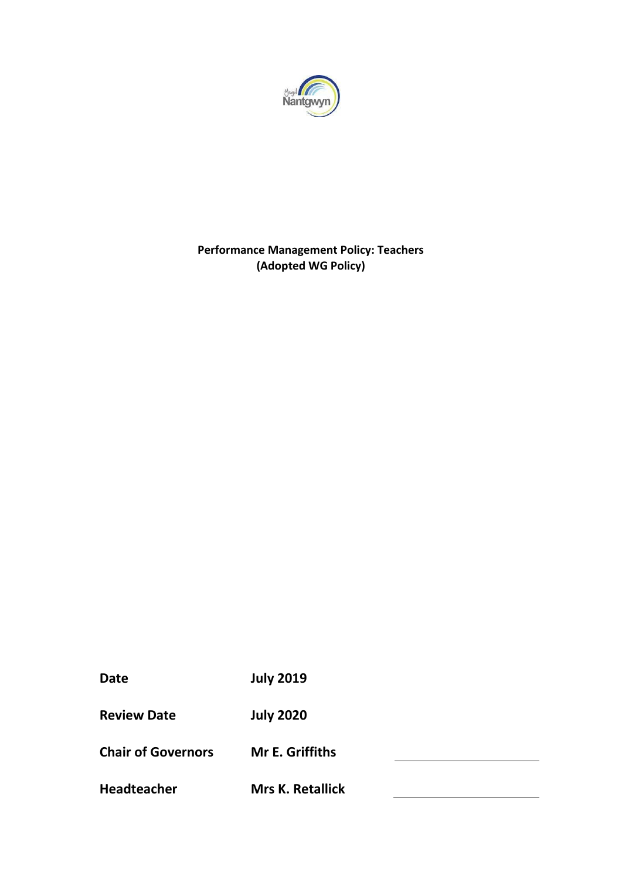**Performance Management Policy: Teachers**
**(Adopted WG Policy)**

| | | |
|---|---|---|
| **Date** | **July 2019** | |
| **Review Date** | **July 2020** | |
| **Chair of Governors** | **Mr E. Griffiths** | ______________ |
| **Headteacher** | **Mrs K. Retallick** | ______________ |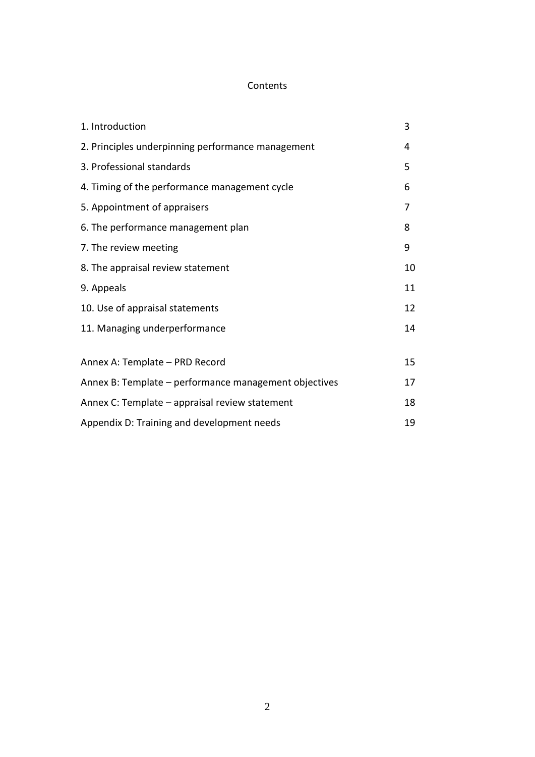# Contents

| | |
|---|---|
| 1. Introduction | 3 |
| 2. Principles underpinning performance management | 4 |
| 3. Professional standards | 5 |
| 4. Timing of the performance management cycle | 6 |
| 5. Appointment of appraisers | 7 |
| 6. The performance management plan | 8 |
| 7. The review meeting | 9 |
| 8. The appraisal review statement | 10 |
| 9. Appeals | 11 |
| 10. Use of appraisal statements | 12 |
| 11. Managing underperformance | 14 |
| Annex A: Template – PRD Record | 15 |
| Annex B: Template – performance management objectives | 17 |
| Annex C: Template – appraisal review statement | 18 |
| Appendix D: Training and development needs | 19 |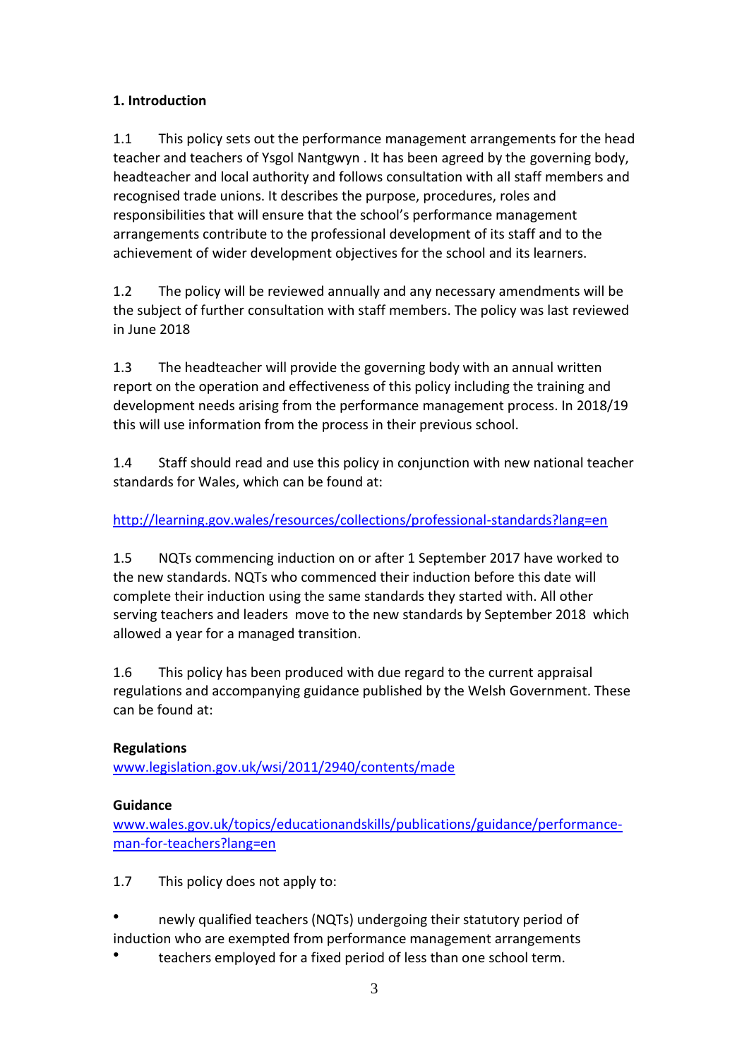**1. Introduction**

1.1 This policy sets out the performance management arrangements for the head teacher and teachers of Ysgol Nantgwyn . It has been agreed by the governing body, headteacher and local authority and follows consultation with all staff members and recognised trade unions. It describes the purpose, procedures, roles and responsibilities that will ensure that the school's performance management arrangements contribute to the professional development of its staff and to the achievement of wider development objectives for the school and its learners.

1.2 The policy will be reviewed annually and any necessary amendments will be the subject of further consultation with staff members. The policy was last reviewed in June 2018

1.3 The headteacher will provide the governing body with an annual written report on the operation and effectiveness of this policy including the training and development needs arising from the performance management process. In 2018/19 this will use information from the process in their previous school.

1.4 Staff should read and use this policy in conjunction with new national teacher standards for Wales, which can be found at:

http://learning.gov.wales/resources/collections/professional-standards?lang=en

1.5 NQTs commencing induction on or after 1 September 2017 have worked to the new standards. NQTs who commenced their induction before this date will complete their induction using the same standards they started with. All other serving teachers and leaders move to the new standards by September 2018 which allowed a year for a managed transition.

1.6 This policy has been produced with due regard to the current appraisal regulations and accompanying guidance published by the Welsh Government. These can be found at:

**Regulations**
www.legislation.gov.uk/wsi/2011/2940/contents/made

**Guidance**
www.wales.gov.uk/topics/educationandskills/publications/guidance/performance-man-for-teachers?lang=en

1.7 This policy does not apply to:

- newly qualified teachers (NQTs) undergoing their statutory period of induction who are exempted from performance management arrangements
- teachers employed for a fixed period of less than one school term.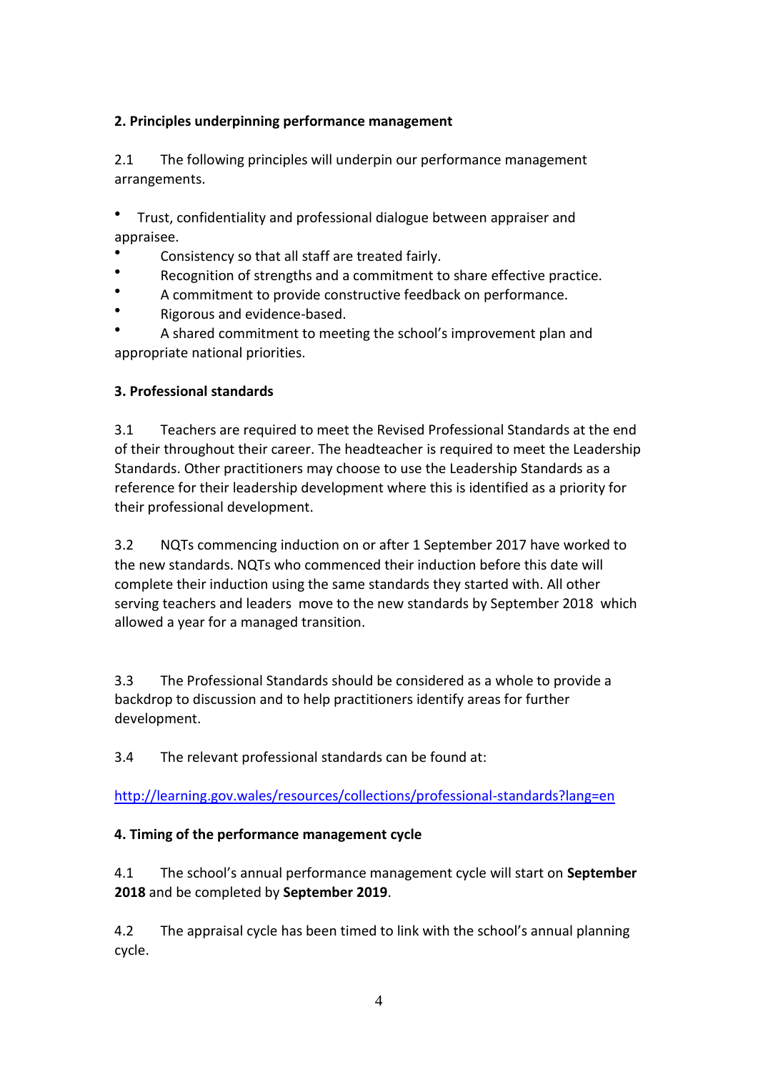**2. Principles underpinning performance management**

2.1 The following principles will underpin our performance management arrangements.

- Trust, confidentiality and professional dialogue between appraiser and appraisee.
- Consistency so that all staff are treated fairly.
- Recognition of strengths and a commitment to share effective practice.
- A commitment to provide constructive feedback on performance.
- Rigorous and evidence-based.
- A shared commitment to meeting the school's improvement plan and appropriate national priorities.

**3. Professional standards**

3.1 Teachers are required to meet the Revised Professional Standards at the end of their throughout their career. The headteacher is required to meet the Leadership Standards. Other practitioners may choose to use the Leadership Standards as a reference for their leadership development where this is identified as a priority for their professional development.

3.2 NQTs commencing induction on or after 1 September 2017 have worked to the new standards. NQTs who commenced their induction before this date will complete their induction using the same standards they started with. All other serving teachers and leaders move to the new standards by September 2018 which allowed a year for a managed transition.

3.3 The Professional Standards should be considered as a whole to provide a backdrop to discussion and to help practitioners identify areas for further development.

3.4 The relevant professional standards can be found at:

http://learning.gov.wales/resources/collections/professional-standards?lang=en

**4. Timing of the performance management cycle**

4.1 The school's annual performance management cycle will start on **September 2018** and be completed by **September 2019**.

4.2 The appraisal cycle has been timed to link with the school's annual planning cycle.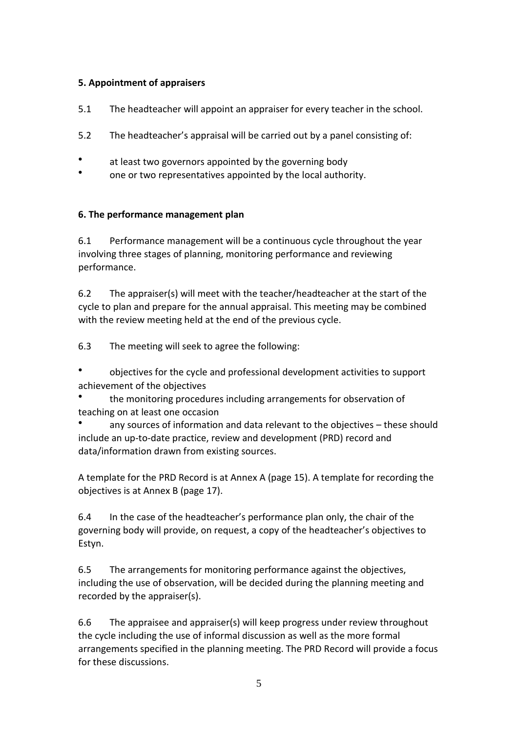## 5. Appointment of appraisers

5.1 The headteacher will appoint an appraiser for every teacher in the school.

5.2 The headteacher's appraisal will be carried out by a panel consisting of:

- at least two governors appointed by the governing body
- one or two representatives appointed by the local authority.

## 6. The performance management plan

6.1 Performance management will be a continuous cycle throughout the year involving three stages of planning, monitoring performance and reviewing performance.

6.2 The appraiser(s) will meet with the teacher/headteacher at the start of the cycle to plan and prepare for the annual appraisal. This meeting may be combined with the review meeting held at the end of the previous cycle.

6.3 The meeting will seek to agree the following:

- objectives for the cycle and professional development activities to support achievement of the objectives
- the monitoring procedures including arrangements for observation of teaching on at least one occasion
- any sources of information and data relevant to the objectives – these should include an up-to-date practice, review and development (PRD) record and data/information drawn from existing sources.

A template for the PRD Record is at Annex A (page 15). A template for recording the objectives is at Annex B (page 17).

6.4 In the case of the headteacher's performance plan only, the chair of the governing body will provide, on request, a copy of the headteacher's objectives to Estyn.

6.5 The arrangements for monitoring performance against the objectives, including the use of observation, will be decided during the planning meeting and recorded by the appraiser(s).

6.6 The appraisee and appraiser(s) will keep progress under review throughout the cycle including the use of informal discussion as well as the more formal arrangements specified in the planning meeting. The PRD Record will provide a focus for these discussions.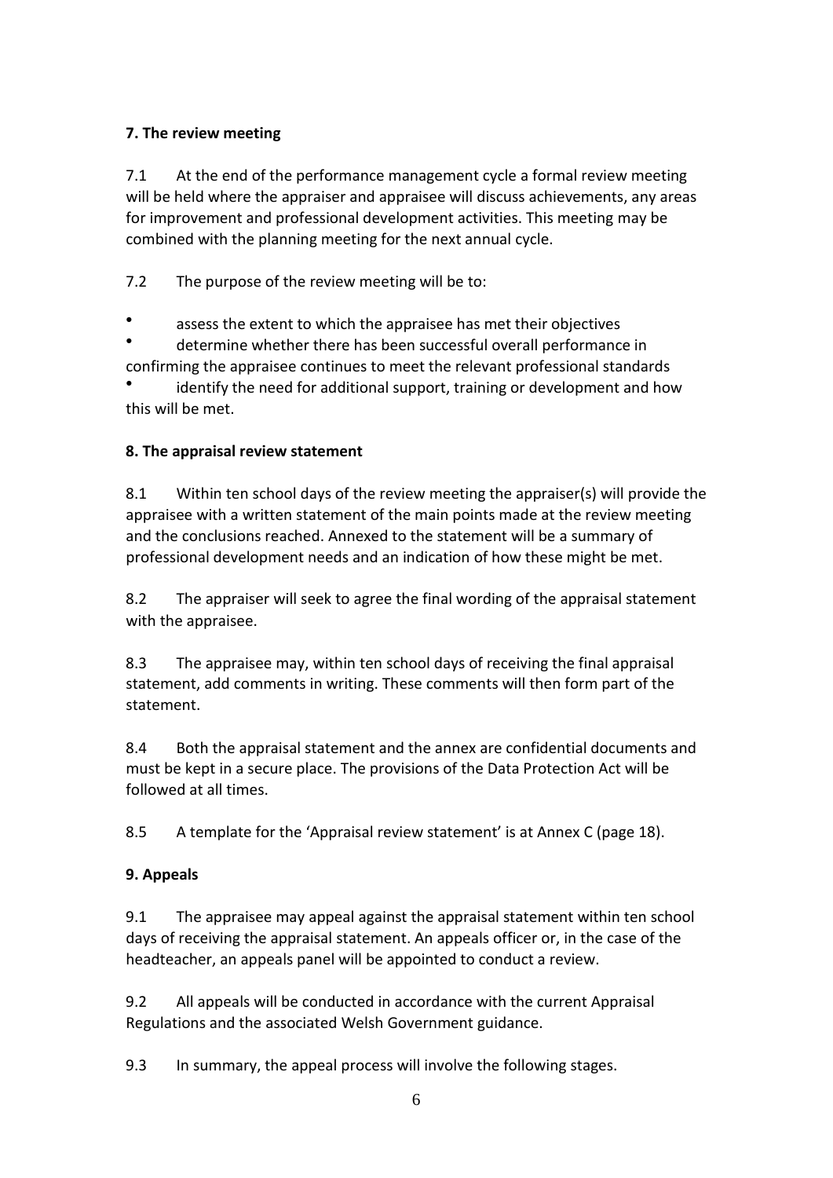**7. The review meeting**

7.1 At the end of the performance management cycle a formal review meeting will be held where the appraiser and appraisee will discuss achievements, any areas for improvement and professional development activities. This meeting may be combined with the planning meeting for the next annual cycle.

7.2 The purpose of the review meeting will be to:

- assess the extent to which the appraisee has met their objectives
- determine whether there has been successful overall performance in confirming the appraisee continues to meet the relevant professional standards
- identify the need for additional support, training or development and how this will be met.

**8. The appraisal review statement**

8.1 Within ten school days of the review meeting the appraiser(s) will provide the appraisee with a written statement of the main points made at the review meeting and the conclusions reached. Annexed to the statement will be a summary of professional development needs and an indication of how these might be met.

8.2 The appraiser will seek to agree the final wording of the appraisal statement with the appraisee.

8.3 The appraisee may, within ten school days of receiving the final appraisal statement, add comments in writing. These comments will then form part of the statement.

8.4 Both the appraisal statement and the annex are confidential documents and must be kept in a secure place. The provisions of the Data Protection Act will be followed at all times.

8.5 A template for the 'Appraisal review statement' is at Annex C (page 18).

**9. Appeals**

9.1 The appraisee may appeal against the appraisal statement within ten school days of receiving the appraisal statement. An appeals officer or, in the case of the headteacher, an appeals panel will be appointed to conduct a review.

9.2 All appeals will be conducted in accordance with the current Appraisal Regulations and the associated Welsh Government guidance.

9.3 In summary, the appeal process will involve the following stages.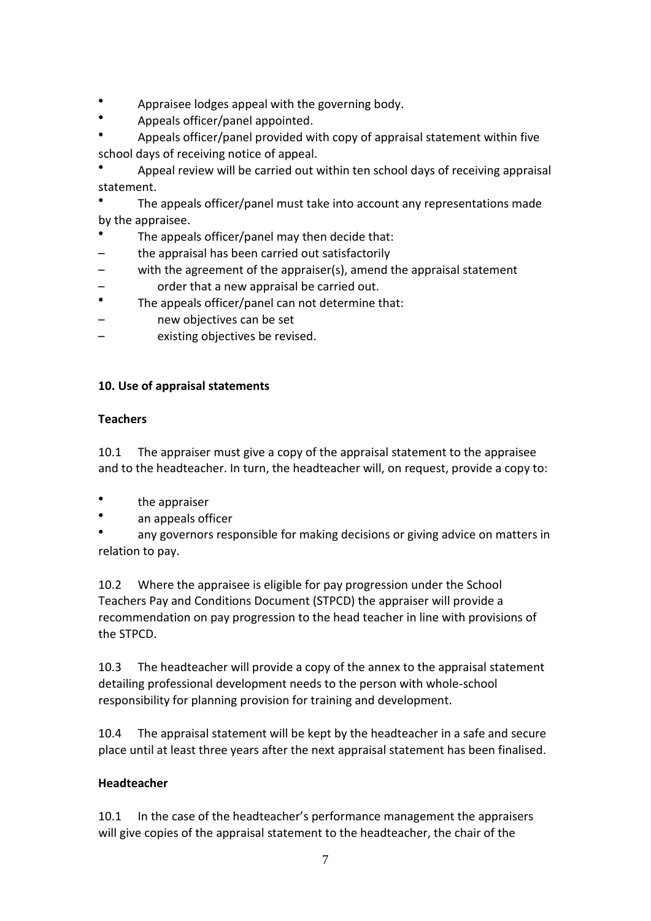- Appraisee lodges appeal with the governing body.
- Appeals officer/panel appointed.
- Appeals officer/panel provided with copy of appraisal statement within five school days of receiving notice of appeal.
- Appeal review will be carried out within ten school days of receiving appraisal statement.
- The appeals officer/panel must take into account any representations made by the appraisee.
- The appeals officer/panel may then decide that:
  - the appraisal has been carried out satisfactorily
  - with the agreement of the appraiser(s), amend the appraisal statement
  - order that a new appraisal be carried out.
- The appeals officer/panel can not determine that:
  - new objectives can be set
  - existing objectives be revised.

**10. Use of appraisal statements**

**Teachers**

10.1 The appraiser must give a copy of the appraisal statement to the appraisee and to the headteacher. In turn, the headteacher will, on request, provide a copy to:

- the appraiser
- an appeals officer
- any governors responsible for making decisions or giving advice on matters in relation to pay.

10.2 Where the appraisee is eligible for pay progression under the School Teachers Pay and Conditions Document (STPCD) the appraiser will provide a recommendation on pay progression to the head teacher in line with provisions of the STPCD.

10.3 The headteacher will provide a copy of the annex to the appraisal statement detailing professional development needs to the person with whole-school responsibility for planning provision for training and development.

10.4 The appraisal statement will be kept by the headteacher in a safe and secure place until at least three years after the next appraisal statement has been finalised.

**Headteacher**

10.1 In the case of the headteacher's performance management the appraisers will give copies of the appraisal statement to the headteacher, the chair of the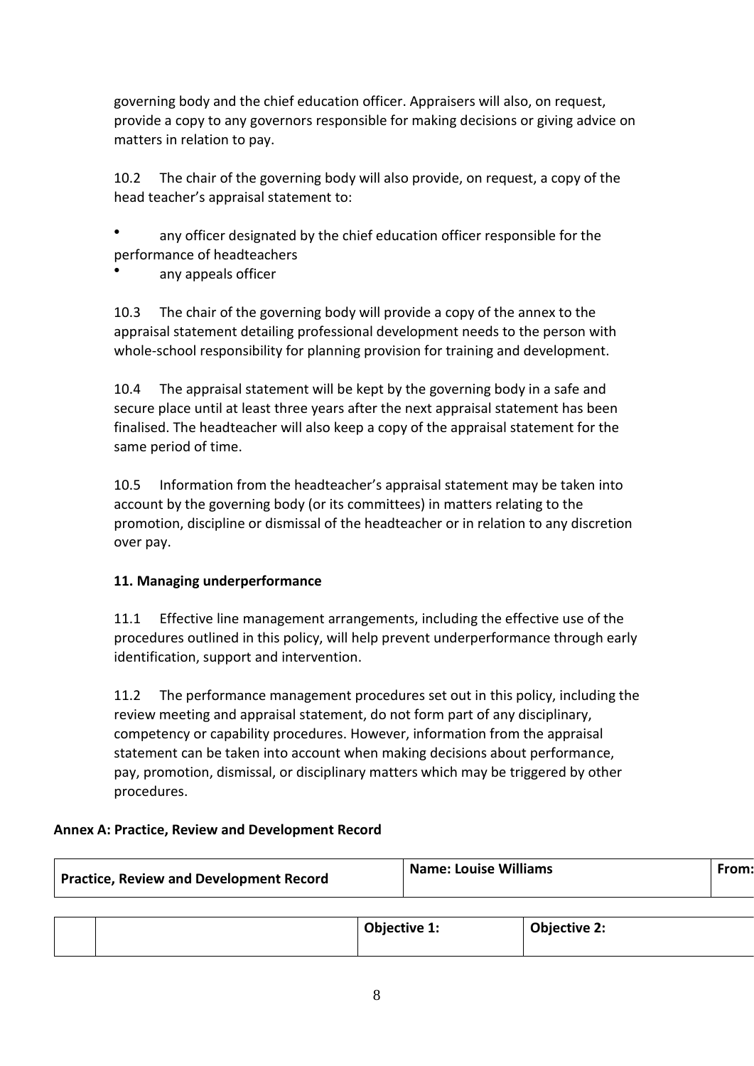governing body and the chief education officer. Appraisers will also, on request, provide a copy to any governors responsible for making decisions or giving advice on matters in relation to pay.

10.2 The chair of the governing body will also provide, on request, a copy of the head teacher's appraisal statement to:

- any officer designated by the chief education officer responsible for the performance of headteachers
- any appeals officer

10.3 The chair of the governing body will provide a copy of the annex to the appraisal statement detailing professional development needs to the person with whole-school responsibility for planning provision for training and development.

10.4 The appraisal statement will be kept by the governing body in a safe and secure place until at least three years after the next appraisal statement has been finalised. The headteacher will also keep a copy of the appraisal statement for the same period of time.

10.5 Information from the headteacher's appraisal statement may be taken into account by the governing body (or its committees) in matters relating to the promotion, discipline or dismissal of the headteacher or in relation to any discretion over pay.

**11. Managing underperformance**

11.1 Effective line management arrangements, including the effective use of the procedures outlined in this policy, will help prevent underperformance through early identification, support and intervention.

11.2 The performance management procedures set out in this policy, including the review meeting and appraisal statement, do not form part of any disciplinary, competency or capability procedures. However, information from the appraisal statement can be taken into account when making decisions about performance, pay, promotion, dismissal, or disciplinary matters which may be triggered by other procedures.

**Annex A: Practice, Review and Development Record**

| **Practice, Review and Development Record** | **Name: Louise Williams** | **From:** |
|---|---|---|

| | | **Objective 1:** | **Objective 2:** |
|---|---|---|---|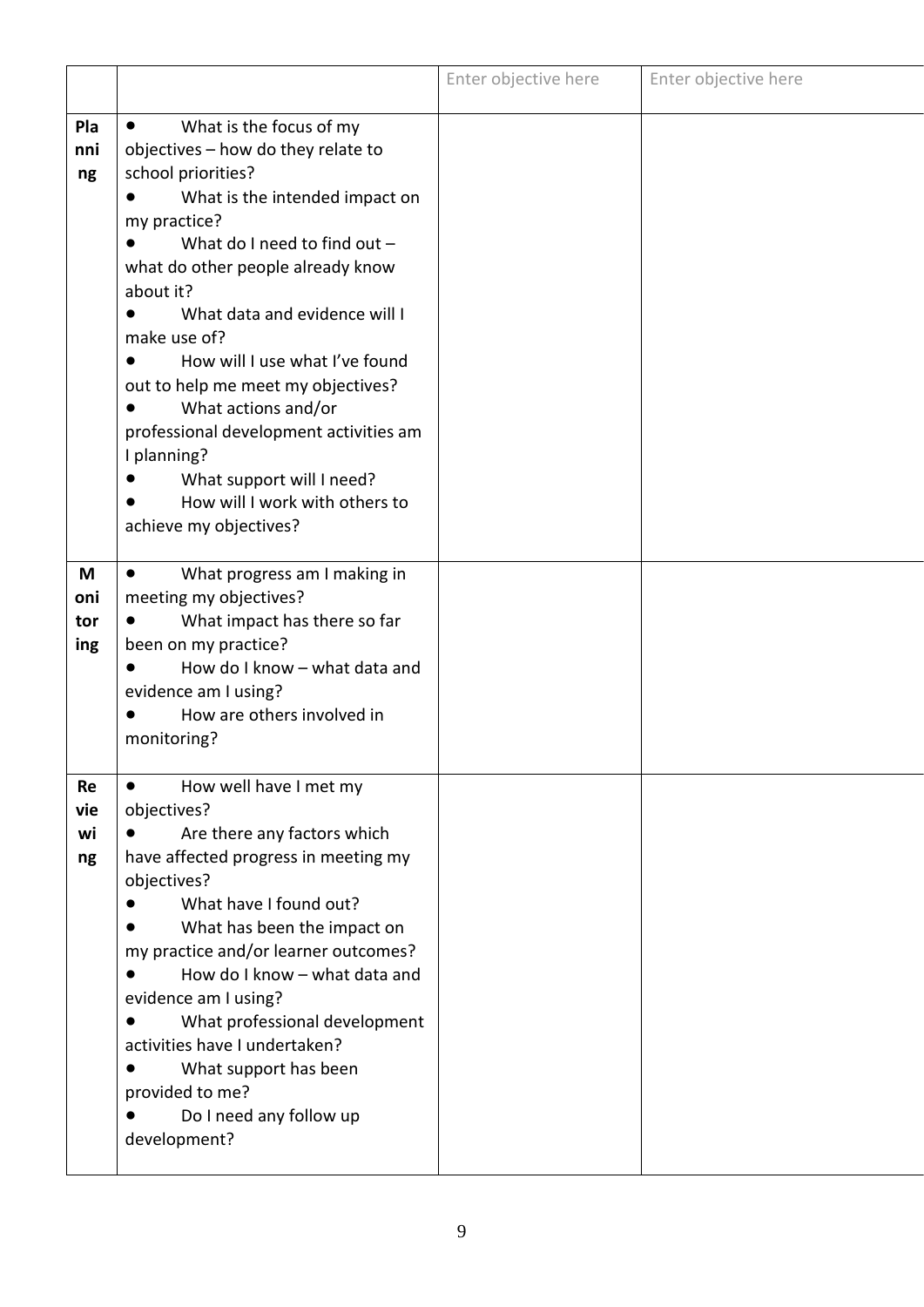| | | Enter objective here | Enter objective here |
|---|---|---|---|
| **Planning** | • What is the focus of my objectives – how do they relate to school priorities?<br>• What is the intended impact on my practice?<br>• What do I need to find out – what do other people already know about it?<br>• What data and evidence will I make use of?<br>• How will I use what I've found out to help me meet my objectives?<br>• What actions and/or professional development activities am I planning?<br>• What support will I need?<br>• How will I work with others to achieve my objectives? | | |
| **Monitoring** | • What progress am I making in meeting my objectives?<br>• What impact has there so far been on my practice?<br>• How do I know – what data and evidence am I using?<br>• How are others involved in monitoring? | | |
| **Reviewing** | • How well have I met my objectives?<br>• Are there any factors which have affected progress in meeting my objectives?<br>• What have I found out?<br>• What has been the impact on my practice and/or learner outcomes?<br>• How do I know – what data and evidence am I using?<br>• What professional development activities have I undertaken?<br>• What support has been provided to me?<br>• Do I need any follow up development? | | |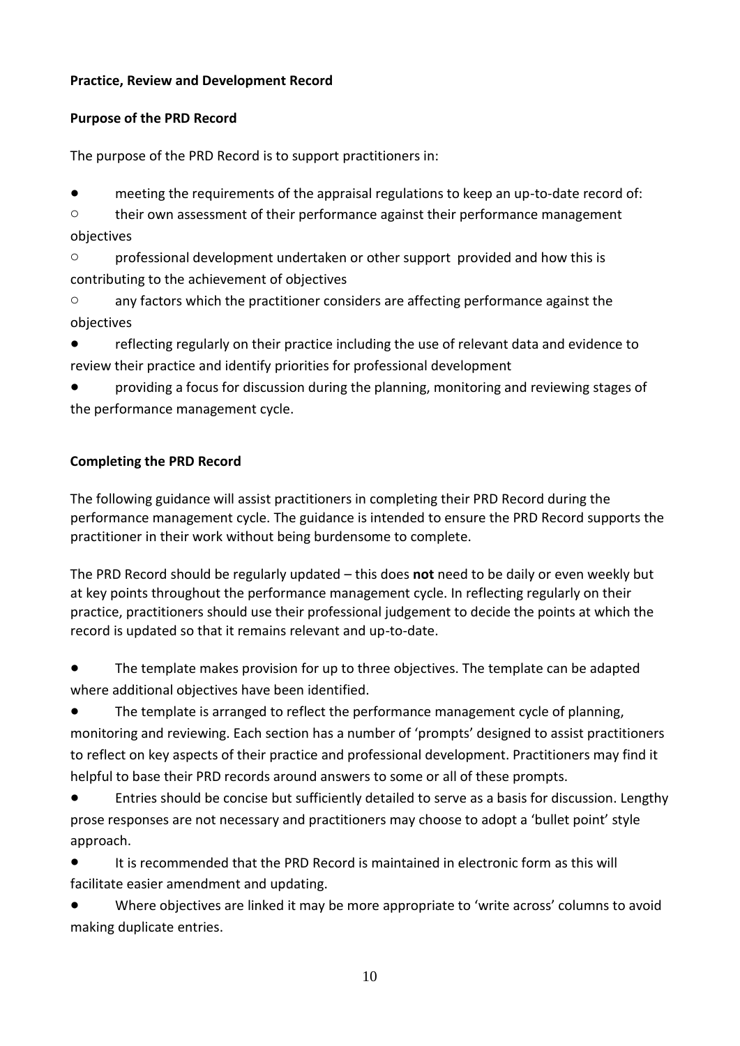**Practice, Review and Development Record**

**Purpose of the PRD Record**

The purpose of the PRD Record is to support practitioners in:

- meeting the requirements of the appraisal regulations to keep an up-to-date record of:
    - their own assessment of their performance against their performance management objectives
    - professional development undertaken or other support provided and how this is contributing to the achievement of objectives
    - any factors which the practitioner considers are affecting performance against the objectives
- reflecting regularly on their practice including the use of relevant data and evidence to review their practice and identify priorities for professional development
- providing a focus for discussion during the planning, monitoring and reviewing stages of the performance management cycle.

**Completing the PRD Record**

The following guidance will assist practitioners in completing their PRD Record during the performance management cycle. The guidance is intended to ensure the PRD Record supports the practitioner in their work without being burdensome to complete.

The PRD Record should be regularly updated – this does **not** need to be daily or even weekly but at key points throughout the performance management cycle. In reflecting regularly on their practice, practitioners should use their professional judgement to decide the points at which the record is updated so that it remains relevant and up-to-date.

- The template makes provision for up to three objectives. The template can be adapted where additional objectives have been identified.
- The template is arranged to reflect the performance management cycle of planning, monitoring and reviewing. Each section has a number of 'prompts' designed to assist practitioners to reflect on key aspects of their practice and professional development. Practitioners may find it helpful to base their PRD records around answers to some or all of these prompts.
- Entries should be concise but sufficiently detailed to serve as a basis for discussion. Lengthy prose responses are not necessary and practitioners may choose to adopt a 'bullet point' style approach.
- It is recommended that the PRD Record is maintained in electronic form as this will facilitate easier amendment and updating.
- Where objectives are linked it may be more appropriate to 'write across' columns to avoid making duplicate entries.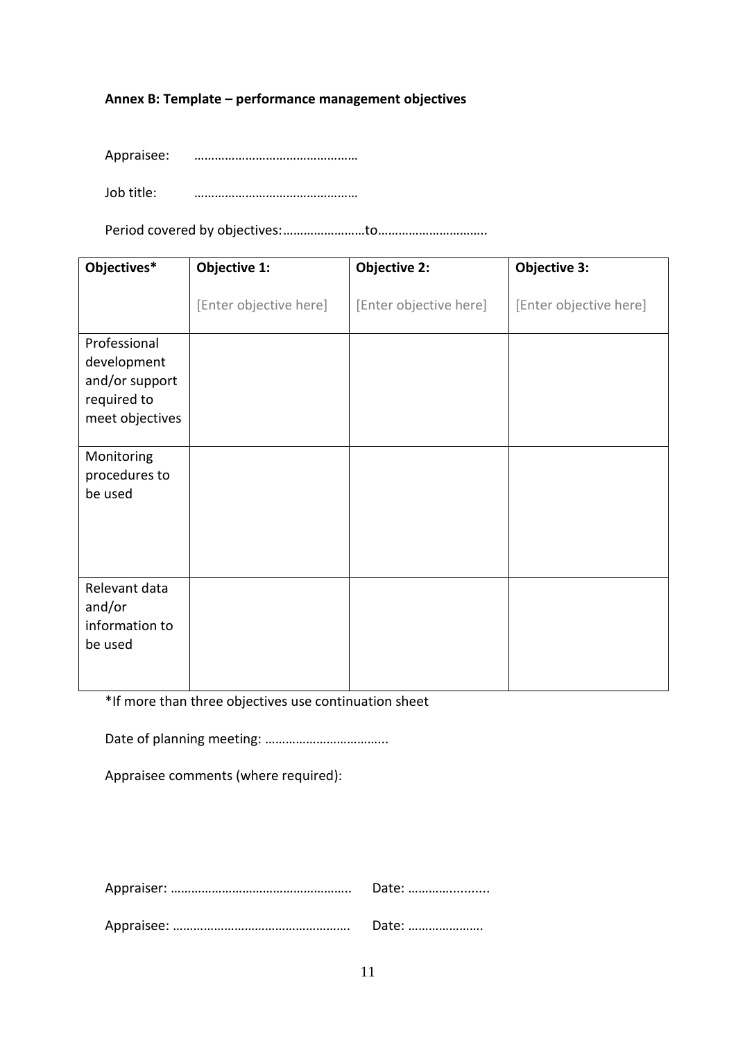**Annex B: Template – performance management objectives**

Appraisee: ………………………………………

Job title: ………………………………………

Period covered by objectives:……………………to…………………………..

| Objectives* | Objective 1: [Enter objective here] | Objective 2: [Enter objective here] | Objective 3: [Enter objective here] |
|---|---|---|---|
| Professional development and/or support required to meet objectives | | | |
| Monitoring procedures to be used | | | |
| Relevant data and/or information to be used | | | |

*If more than three objectives use continuation sheet

Date of planning meeting: ……………………………..

Appraisee comments (where required):

Appraiser: …………………………………………….. Date: …………...........

Appraisee: ……………………………………………. Date: ………………….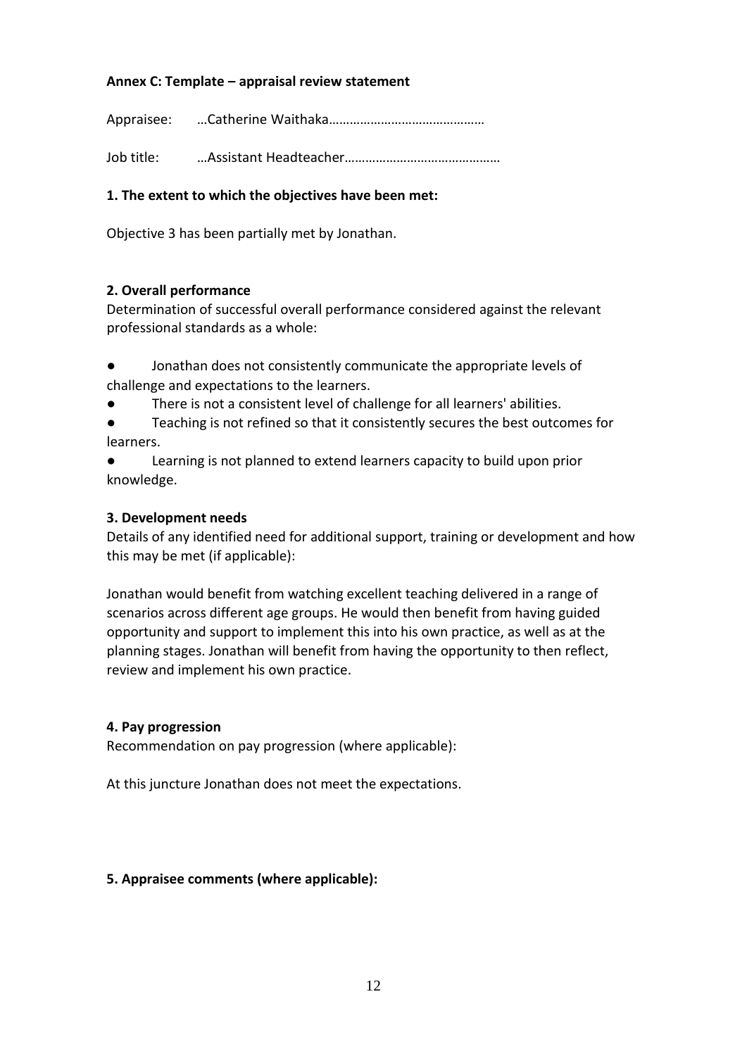**Annex C: Template – appraisal review statement**

Appraisee: …Catherine Waithaka………………………………………

Job title: …Assistant Headteacher………………………………………

**1. The extent to which the objectives have been met:**

Objective 3 has been partially met by Jonathan.

**2. Overall performance**

Determination of successful overall performance considered against the relevant professional standards as a whole:

- Jonathan does not consistently communicate the appropriate levels of challenge and expectations to the learners.
- There is not a consistent level of challenge for all learners' abilities.
- Teaching is not refined so that it consistently secures the best outcomes for learners.
- Learning is not planned to extend learners capacity to build upon prior knowledge.

**3. Development needs**

Details of any identified need for additional support, training or development and how this may be met (if applicable):

Jonathan would benefit from watching excellent teaching delivered in a range of scenarios across different age groups. He would then benefit from having guided opportunity and support to implement this into his own practice, as well as at the planning stages. Jonathan will benefit from having the opportunity to then reflect, review and implement his own practice.

**4. Pay progression**

Recommendation on pay progression (where applicable):

At this juncture Jonathan does not meet the expectations.

**5. Appraisee comments (where applicable):**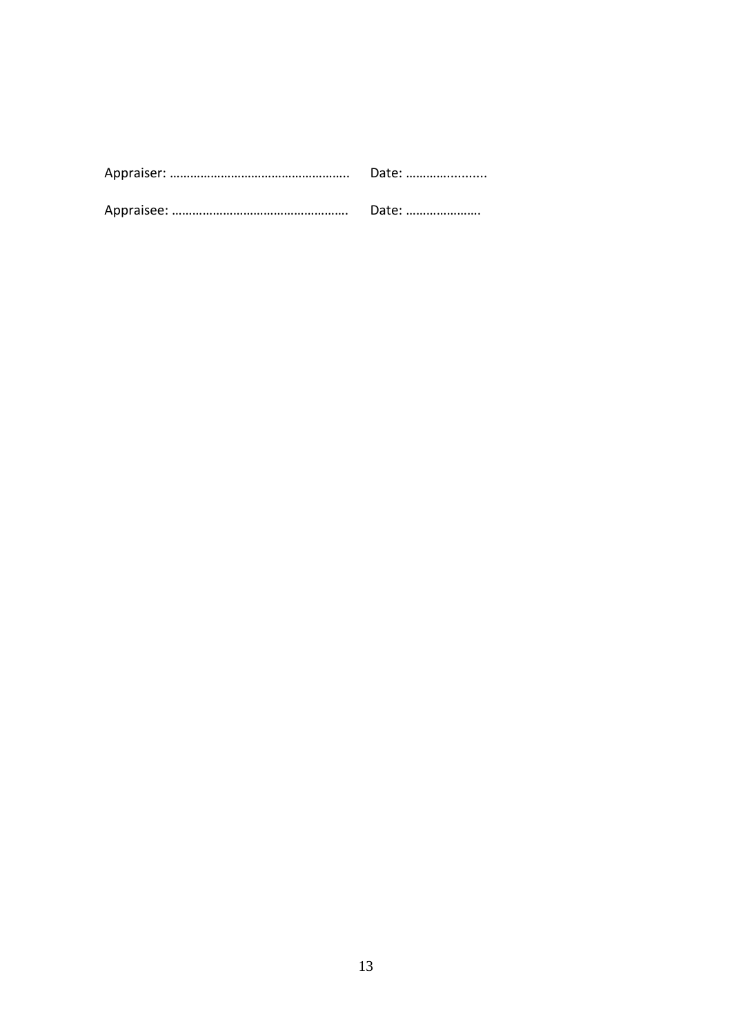Appraiser: ……………………………………………..    Date: …………….........

Appraisee: ……………………………………………    Date: ………………….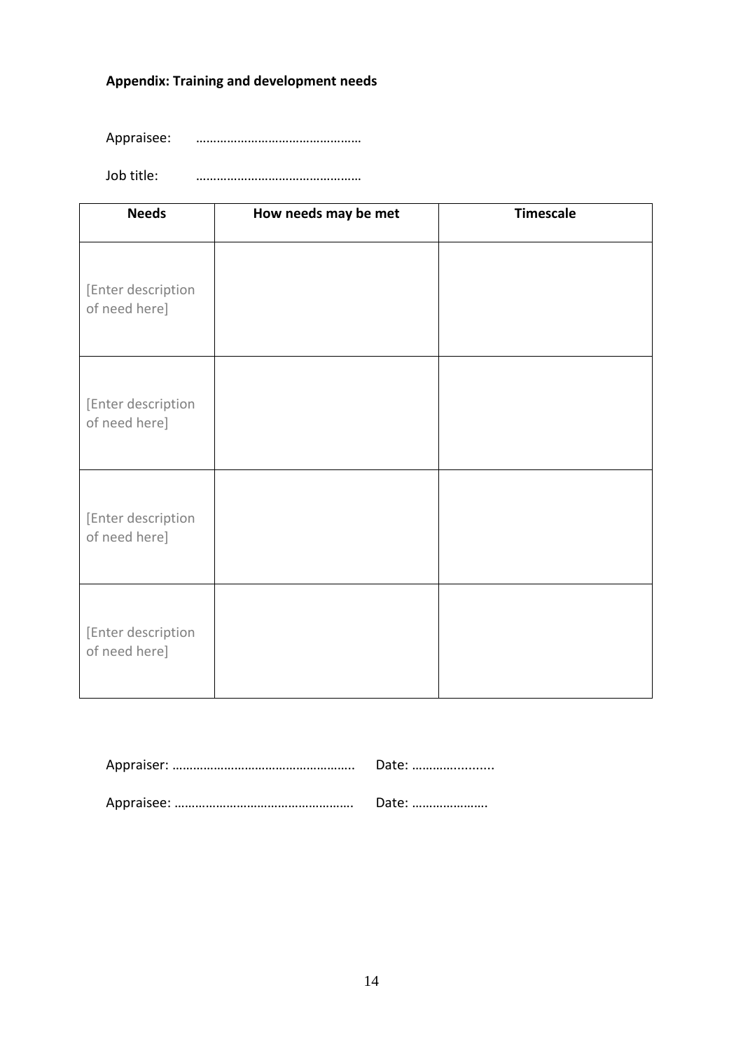**Appendix: Training and development needs**

Appraisee: ………………………………………

Job title: ………………………………………

| Needs | How needs may be met | Timescale |
|---|---|---|
| [Enter description of need here] | | |
| [Enter description of need here] | | |
| [Enter description of need here] | | |
| [Enter description of need here] | | |

Appraiser: ……………………………………………. Date: ……………........

Appraisee: ……………………………………………. Date: ………………….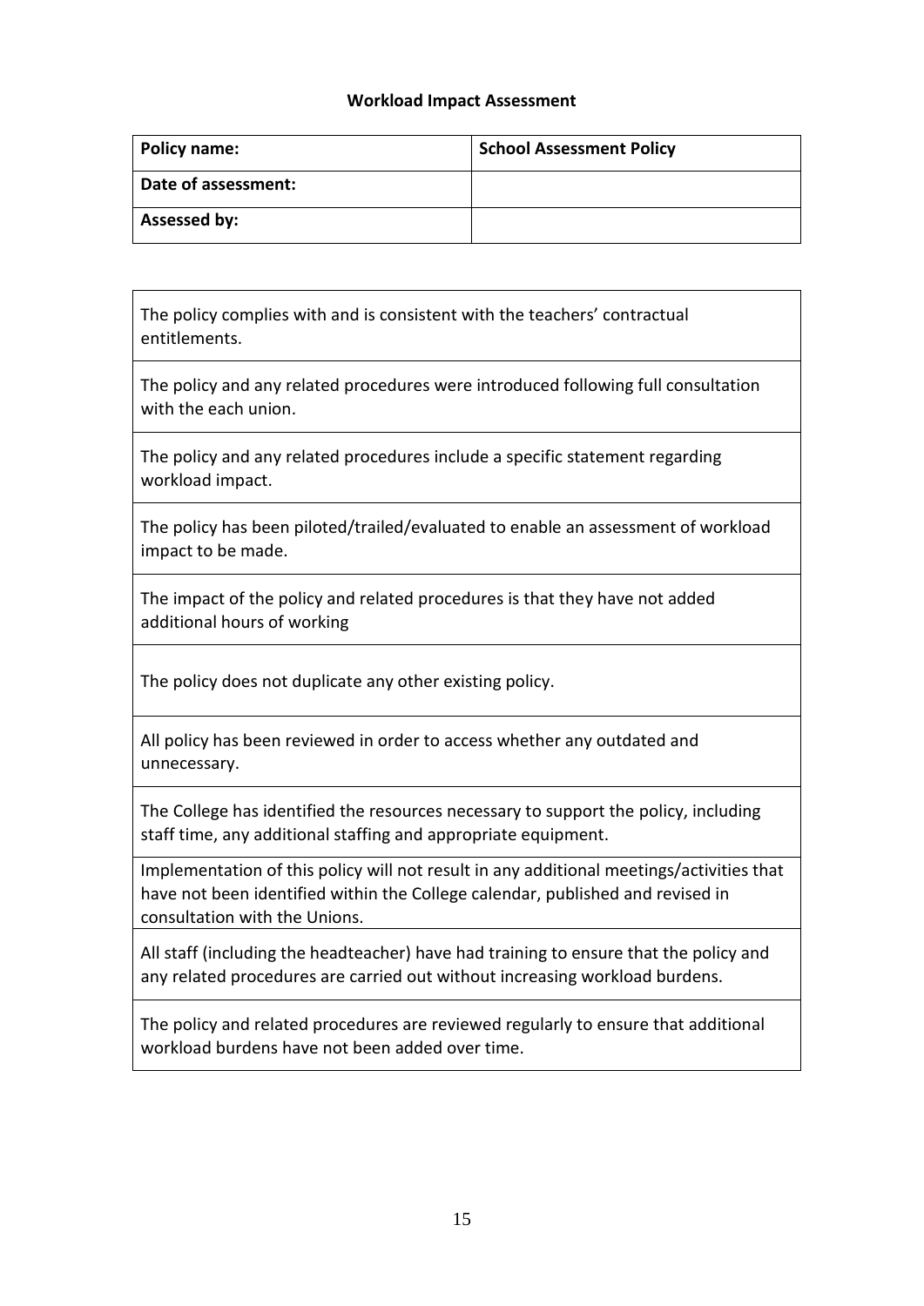**Workload Impact Assessment**

| | |
|---|---|
| **Policy name:** | **School Assessment Policy** |
| **Date of assessment:** | |
| **Assessed by:** | |

| |
|---|
| The policy complies with and is consistent with the teachers' contractual entitlements. |
| The policy and any related procedures were introduced following full consultation with the each union. |
| The policy and any related procedures include a specific statement regarding workload impact. |
| The policy has been piloted/trailed/evaluated to enable an assessment of workload impact to be made. |
| The impact of the policy and related procedures is that they have not added additional hours of working |
| The policy does not duplicate any other existing policy. |
| All policy has been reviewed in order to access whether any outdated and unnecessary. |
| The College has identified the resources necessary to support the policy, including staff time, any additional staffing and appropriate equipment. |
| Implementation of this policy will not result in any additional meetings/activities that have not been identified within the College calendar, published and revised in consultation with the Unions. |
| All staff (including the headteacher) have had training to ensure that the policy and any related procedures are carried out without increasing workload burdens. |
| The policy and related procedures are reviewed regularly to ensure that additional workload burdens have not been added over time. |